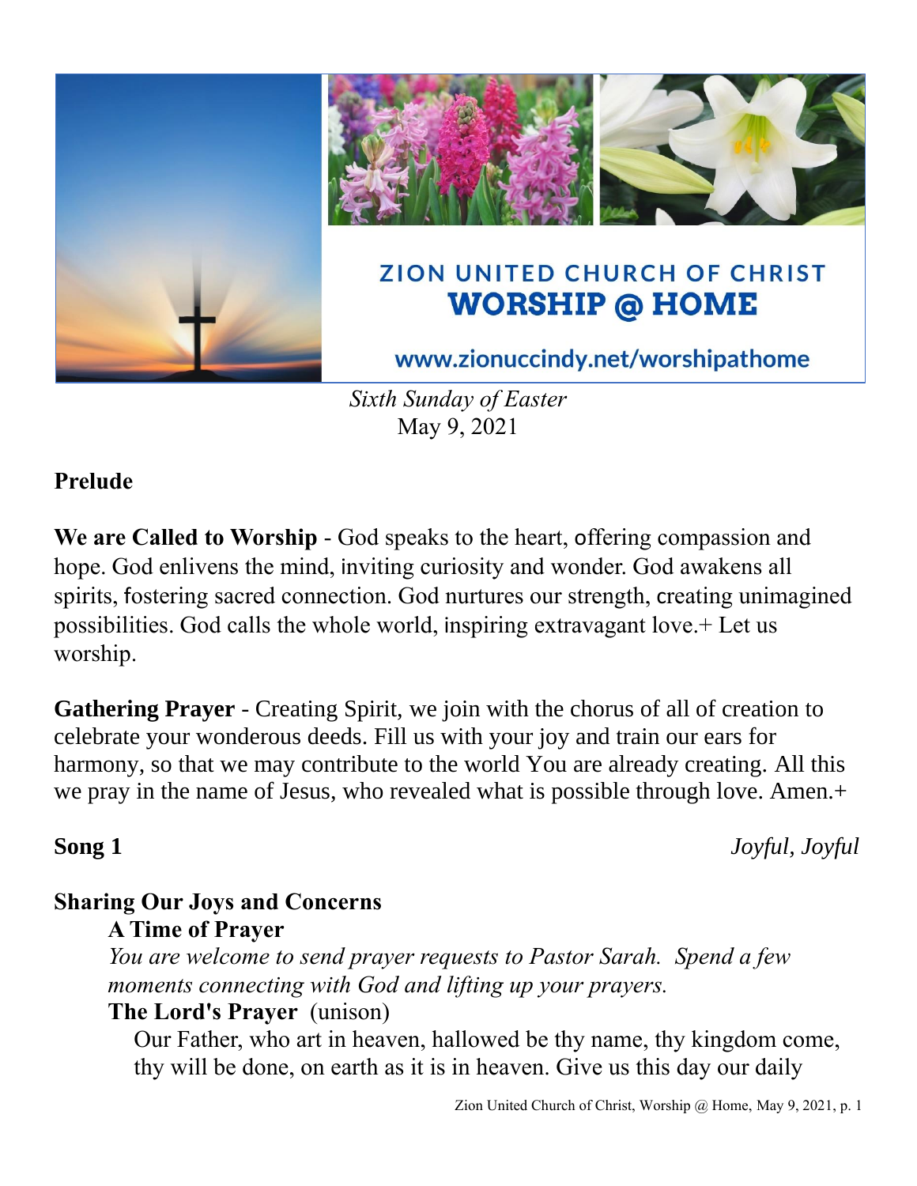# ZION UNITED CHURCH OF CHRIST
## WORSHIP @ HOME

www.zionuccindy.net/worshipathome

*Sixth Sunday of Easter*
May 9, 2021

**Prelude**

**We are Called to Worship** - God speaks to the heart, offering compassion and hope. God enlivens the mind, inviting curiosity and wonder. God awakens all spirits, fostering sacred connection. God nurtures our strength, creating unimagined possibilities. God calls the whole world, inspiring extravagant love.+ Let us worship.

**Gathering Prayer** - Creating Spirit, we join with the chorus of all of creation to celebrate your wonderous deeds. Fill us with your joy and train our ears for harmony, so that we may contribute to the world You are already creating. All this we pray in the name of Jesus, who revealed what is possible through love. Amen.+

**Song 1** *Joyful, Joyful*

**Sharing Our Joys and Concerns**

**A Time of Prayer**

*You are welcome to send prayer requests to Pastor Sarah. Spend a few moments connecting with God and lifting up your prayers.*

**The Lord's Prayer** (unison)

Our Father, who art in heaven, hallowed be thy name, thy kingdom come, thy will be done, on earth as it is in heaven. Give us this day our daily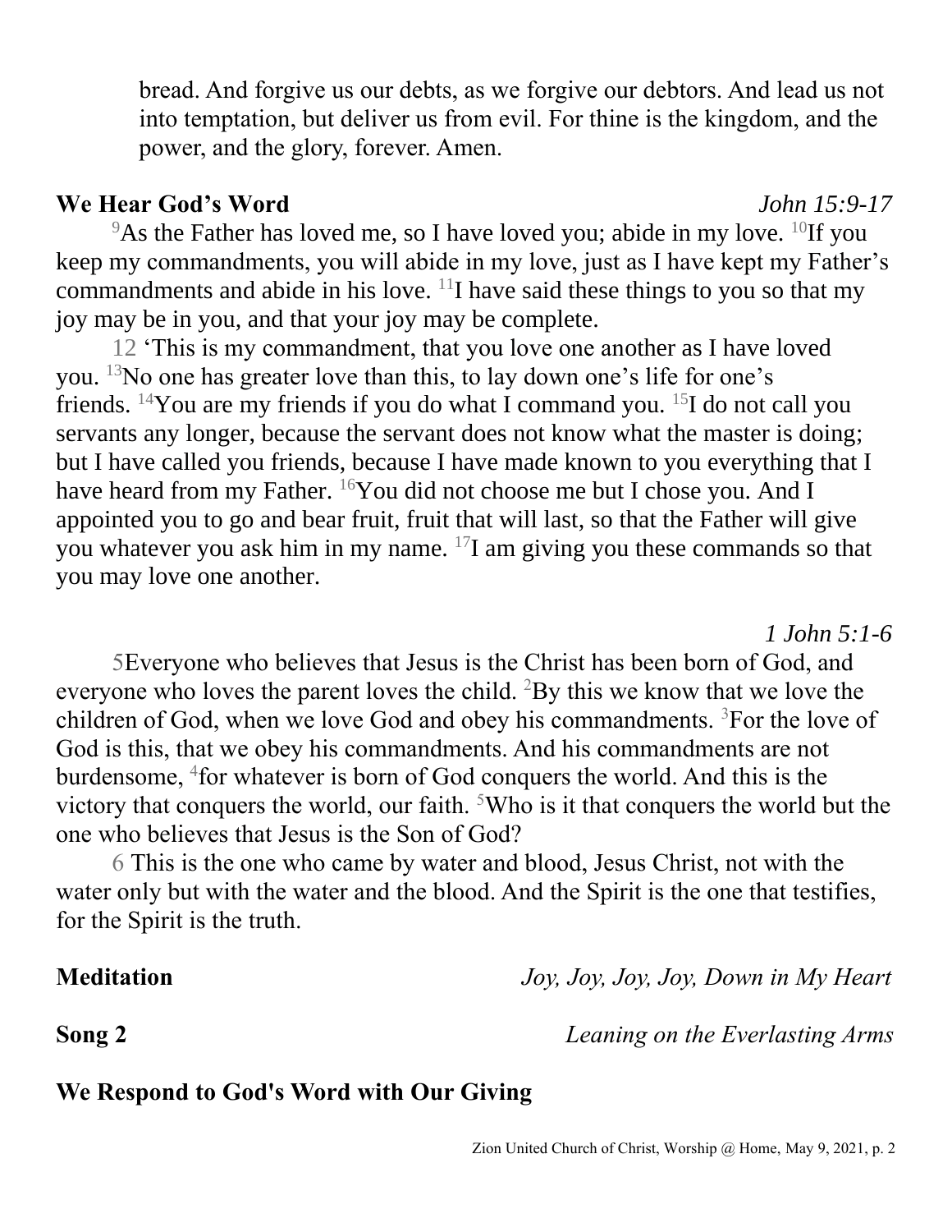bread. And forgive us our debts, as we forgive our debtors. And lead us not into temptation, but deliver us from evil. For thine is the kingdom, and the power, and the glory, forever. Amen.

**We Hear God's Word** *John 15:9-17*

[9]As the Father has loved me, so I have loved you; abide in my love. [10]If you keep my commandments, you will abide in my love, just as I have kept my Father's commandments and abide in his love. [11]I have said these things to you so that my joy may be in you, and that your joy may be complete.

12 'This is my commandment, that you love one another as I have loved you. [13]No one has greater love than this, to lay down one's life for one's friends. [14]You are my friends if you do what I command you. [15]I do not call you servants any longer, because the servant does not know what the master is doing; but I have called you friends, because I have made known to you everything that I have heard from my Father. [16]You did not choose me but I chose you. And I appointed you to go and bear fruit, fruit that will last, so that the Father will give you whatever you ask him in my name. [17]I am giving you these commands so that you may love one another.

*1 John 5:1-6*

5Everyone who believes that Jesus is the Christ has been born of God, and everyone who loves the parent loves the child. [2]By this we know that we love the children of God, when we love God and obey his commandments. [3]For the love of God is this, that we obey his commandments. And his commandments are not burdensome, [4]for whatever is born of God conquers the world. And this is the victory that conquers the world, our faith. [5]Who is it that conquers the world but the one who believes that Jesus is the Son of God?

6 This is the one who came by water and blood, Jesus Christ, not with the water only but with the water and the blood. And the Spirit is the one that testifies, for the Spirit is the truth.

**Meditation** *Joy, Joy, Joy, Joy, Down in My Heart*

**Song 2** *Leaning on the Everlasting Arms*

**We Respond to God's Word with Our Giving**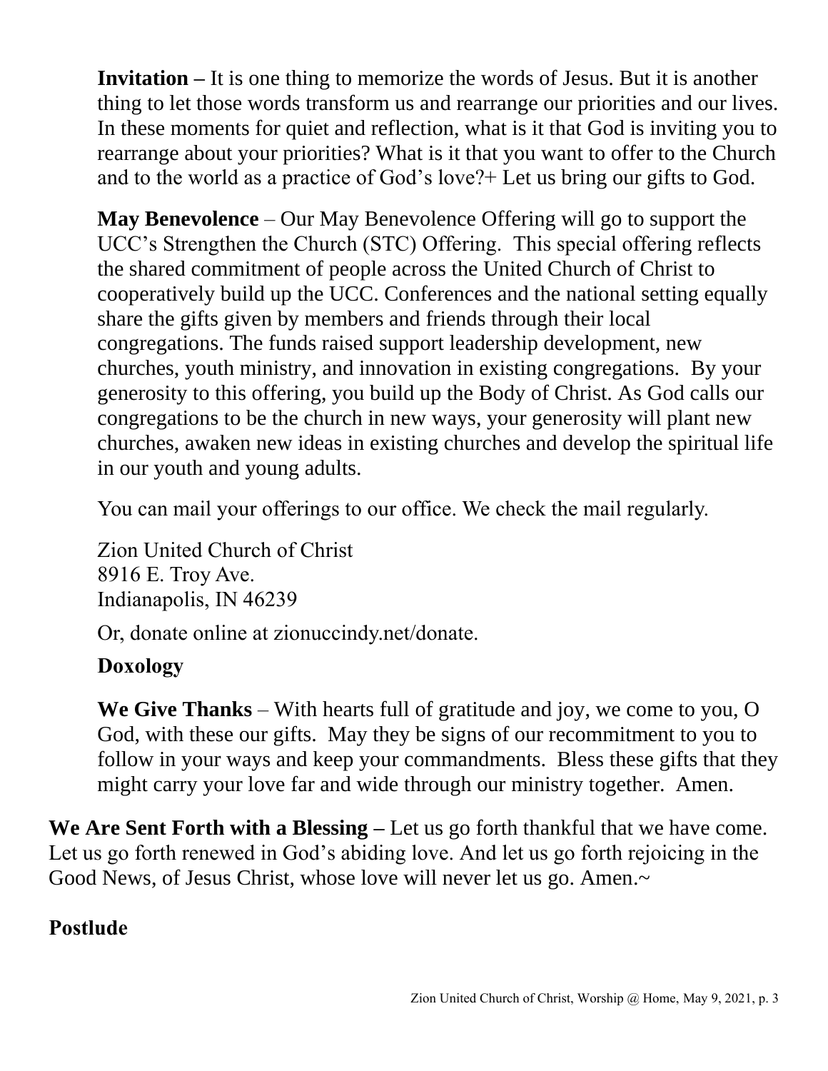**Invitation –** It is one thing to memorize the words of Jesus. But it is another thing to let those words transform us and rearrange our priorities and our lives. In these moments for quiet and reflection, what is it that God is inviting you to rearrange about your priorities? What is it that you want to offer to the Church and to the world as a practice of God's love?+ Let us bring our gifts to God.

**May Benevolence** – Our May Benevolence Offering will go to support the UCC's Strengthen the Church (STC) Offering. This special offering reflects the shared commitment of people across the United Church of Christ to cooperatively build up the UCC. Conferences and the national setting equally share the gifts given by members and friends through their local congregations. The funds raised support leadership development, new churches, youth ministry, and innovation in existing congregations. By your generosity to this offering, you build up the Body of Christ. As God calls our congregations to be the church in new ways, your generosity will plant new churches, awaken new ideas in existing churches and develop the spiritual life in our youth and young adults.

You can mail your offerings to our office. We check the mail regularly.

Zion United Church of Christ
8916 E. Troy Ave.
Indianapolis, IN 46239

Or, donate online at zionuccindy.net/donate.

**Doxology**

**We Give Thanks** – With hearts full of gratitude and joy, we come to you, O God, with these our gifts. May they be signs of our recommitment to you to follow in your ways and keep your commandments. Bless these gifts that they might carry your love far and wide through our ministry together. Amen.

**We Are Sent Forth with a Blessing –** Let us go forth thankful that we have come. Let us go forth renewed in God's abiding love. And let us go forth rejoicing in the Good News, of Jesus Christ, whose love will never let us go. Amen.~

**Postlude**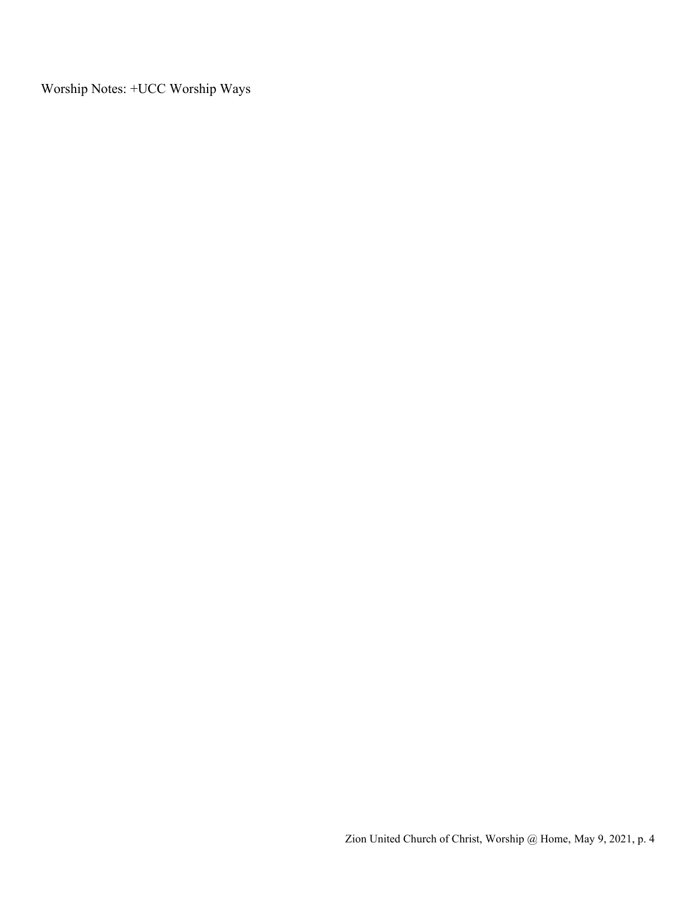Worship Notes: +UCC Worship Ways